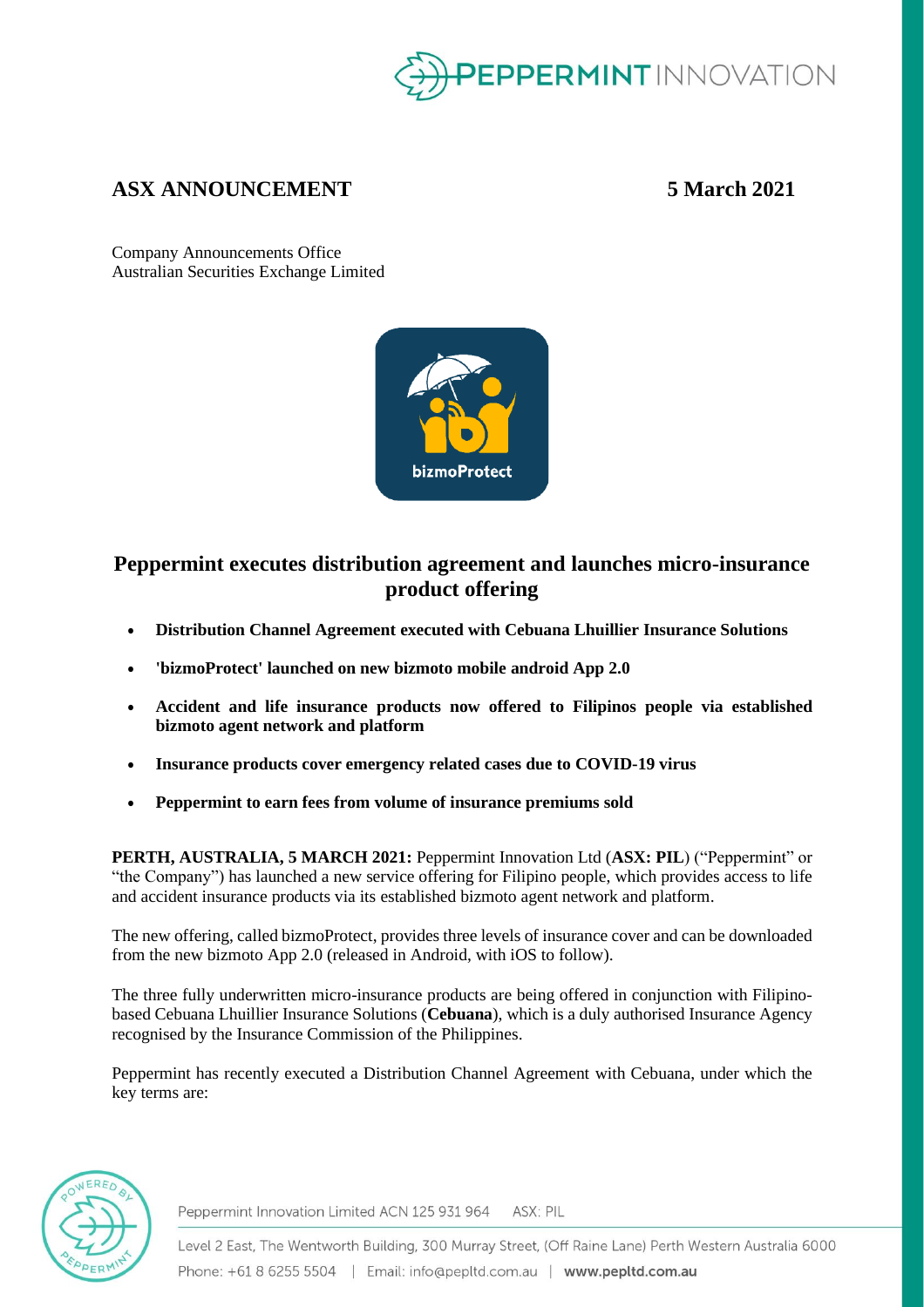# ASX ANNOUNCEMENT

**5 March 2021**

Company Announcements Office
Australian Securities Exchange Limited

## Peppermint executes distribution agreement and launches micro-insurance product offering

- **Distribution Channel Agreement executed with Cebuana Lhuillier Insurance Solutions**
- **'bizmoProtect' launched on new bizmoto mobile android App 2.0**
- **Accident and life insurance products now offered to Filipinos people via established bizmoto agent network and platform**
- **Insurance products cover emergency related cases due to COVID-19 virus**
- **Peppermint to earn fees from volume of insurance premiums sold**

**PERTH, AUSTRALIA, 5 MARCH 2021:** Peppermint Innovation Ltd (**ASX: PIL**) ("Peppermint" or "the Company") has launched a new service offering for Filipino people, which provides access to life and accident insurance products via its established bizmoto agent network and platform.

The new offering, called bizmoProtect, provides three levels of insurance cover and can be downloaded from the new bizmoto App 2.0 (released in Android, with iOS to follow).

The three fully underwritten micro-insurance products are being offered in conjunction with Filipino-based Cebuana Lhuillier Insurance Solutions (**Cebuana**), which is a duly authorised Insurance Agency recognised by the Insurance Commission of the Philippines.

Peppermint has recently executed a Distribution Channel Agreement with Cebuana, under which the key terms are: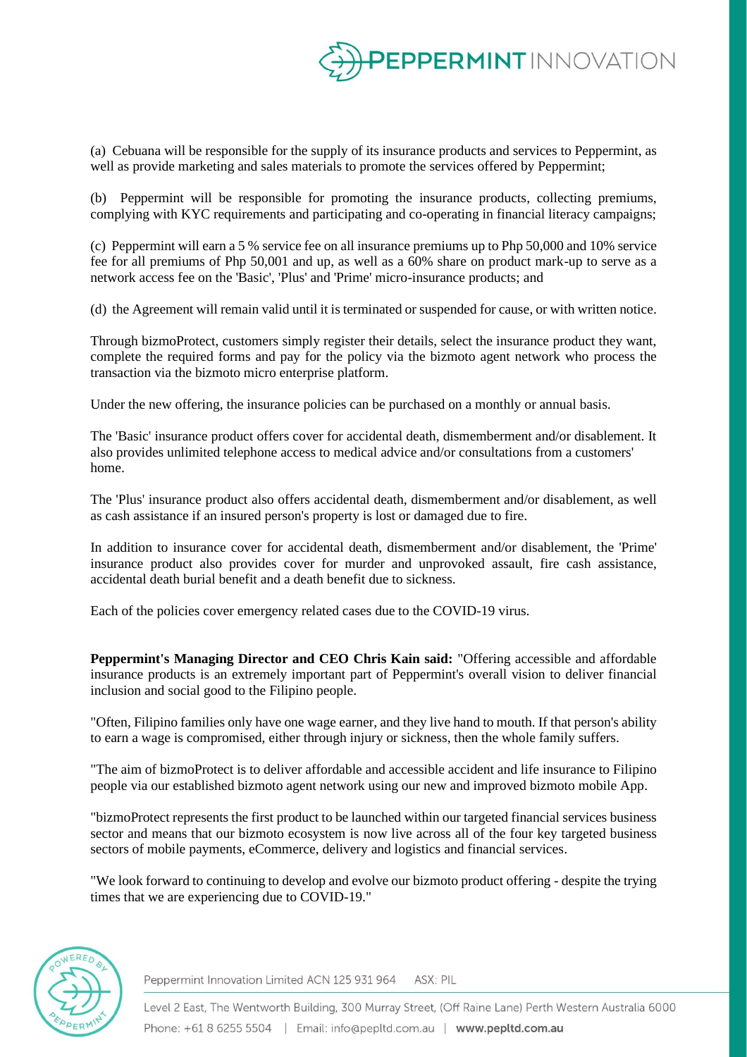(a) Cebuana will be responsible for the supply of its insurance products and services to Peppermint, as well as provide marketing and sales materials to promote the services offered by Peppermint;

(b) Peppermint will be responsible for promoting the insurance products, collecting premiums, complying with KYC requirements and participating and co-operating in financial literacy campaigns;

(c) Peppermint will earn a 5 % service fee on all insurance premiums up to Php 50,000 and 10% service fee for all premiums of Php 50,001 and up, as well as a 60% share on product mark-up to serve as a network access fee on the 'Basic', 'Plus' and 'Prime' micro-insurance products; and

(d) the Agreement will remain valid until it is terminated or suspended for cause, or with written notice.

Through bizmoProtect, customers simply register their details, select the insurance product they want, complete the required forms and pay for the policy via the bizmoto agent network who process the transaction via the bizmoto micro enterprise platform.

Under the new offering, the insurance policies can be purchased on a monthly or annual basis.

The 'Basic' insurance product offers cover for accidental death, dismemberment and/or disablement. It also provides unlimited telephone access to medical advice and/or consultations from a customers' home.

The 'Plus' insurance product also offers accidental death, dismemberment and/or disablement, as well as cash assistance if an insured person's property is lost or damaged due to fire.

In addition to insurance cover for accidental death, dismemberment and/or disablement, the 'Prime' insurance product also provides cover for murder and unprovoked assault, fire cash assistance, accidental death burial benefit and a death benefit due to sickness.

Each of the policies cover emergency related cases due to the COVID-19 virus.

**Peppermint's Managing Director and CEO Chris Kain said:** "Offering accessible and affordable insurance products is an extremely important part of Peppermint's overall vision to deliver financial inclusion and social good to the Filipino people.

"Often, Filipino families only have one wage earner, and they live hand to mouth. If that person's ability to earn a wage is compromised, either through injury or sickness, then the whole family suffers.

"The aim of bizmoProtect is to deliver affordable and accessible accident and life insurance to Filipino people via our established bizmoto agent network using our new and improved bizmoto mobile App.

"bizmoProtect represents the first product to be launched within our targeted financial services business sector and means that our bizmoto ecosystem is now live across all of the four key targeted business sectors of mobile payments, eCommerce, delivery and logistics and financial services.

"We look forward to continuing to develop and evolve our bizmoto product offering - despite the trying times that we are experiencing due to COVID-19."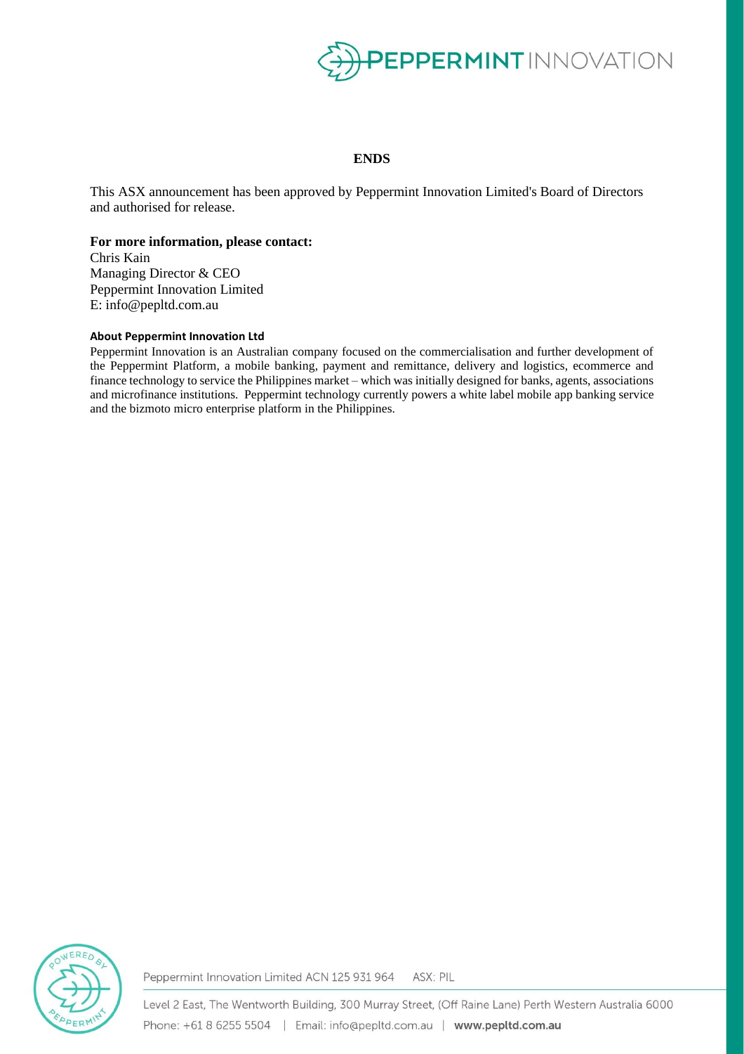**ENDS**

This ASX announcement has been approved by Peppermint Innovation Limited's Board of Directors and authorised for release.

**For more information, please contact:**
Chris Kain
Managing Director & CEO
Peppermint Innovation Limited
E: info@pepltd.com.au

**About Peppermint Innovation Ltd**

Peppermint Innovation is an Australian company focused on the commercialisation and further development of the Peppermint Platform, a mobile banking, payment and remittance, delivery and logistics, ecommerce and finance technology to service the Philippines market – which was initially designed for banks, agents, associations and microfinance institutions. Peppermint technology currently powers a white label mobile app banking service and the bizmoto micro enterprise platform in the Philippines.